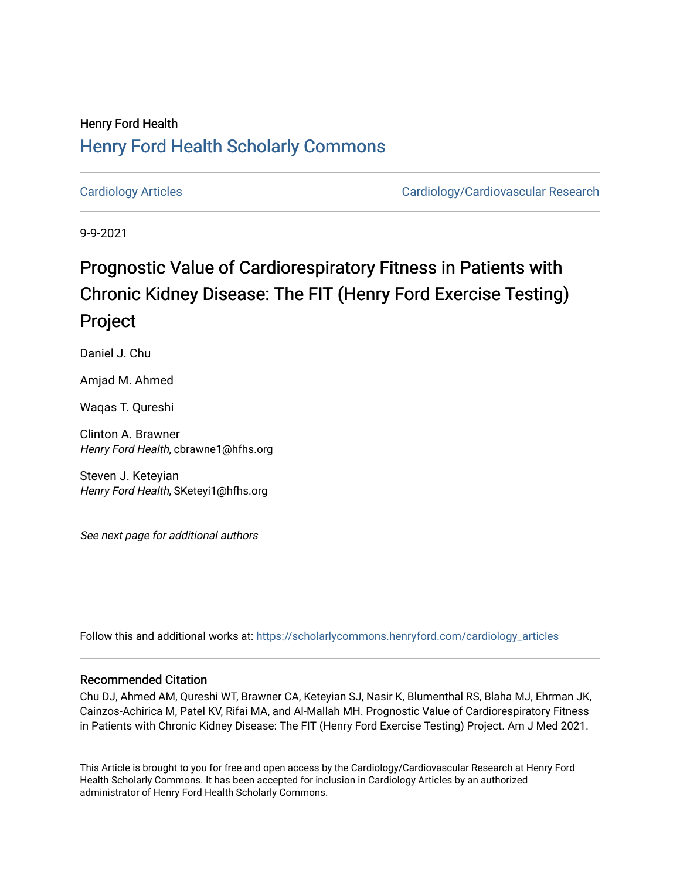Henry Ford Health

# Henry Ford Health Scholarly Commons

Cardiology Articles | Cardiology/Cardiovascular Research

9-9-2021

# Prognostic Value of Cardiorespiratory Fitness in Patients with Chronic Kidney Disease: The FIT (Henry Ford Exercise Testing) Project

Daniel J. Chu

Amjad M. Ahmed

Waqas T. Qureshi

Clinton A. Brawner
*Henry Ford Health*, cbrawne1@hfhs.org

Steven J. Keteyian
*Henry Ford Health*, SKeteyi1@hfhs.org

*See next page for additional authors*

Follow this and additional works at: https://scholarlycommons.henryford.com/cardiology_articles

## Recommended Citation

Chu DJ, Ahmed AM, Qureshi WT, Brawner CA, Keteyian SJ, Nasir K, Blumenthal RS, Blaha MJ, Ehrman JK, Cainzos-Achirica M, Patel KV, Rifai MA, and Al-Mallah MH. Prognostic Value of Cardiorespiratory Fitness in Patients with Chronic Kidney Disease: The FIT (Henry Ford Exercise Testing) Project. Am J Med 2021.

This Article is brought to you for free and open access by the Cardiology/Cardiovascular Research at Henry Ford Health Scholarly Commons. It has been accepted for inclusion in Cardiology Articles by an authorized administrator of Henry Ford Health Scholarly Commons.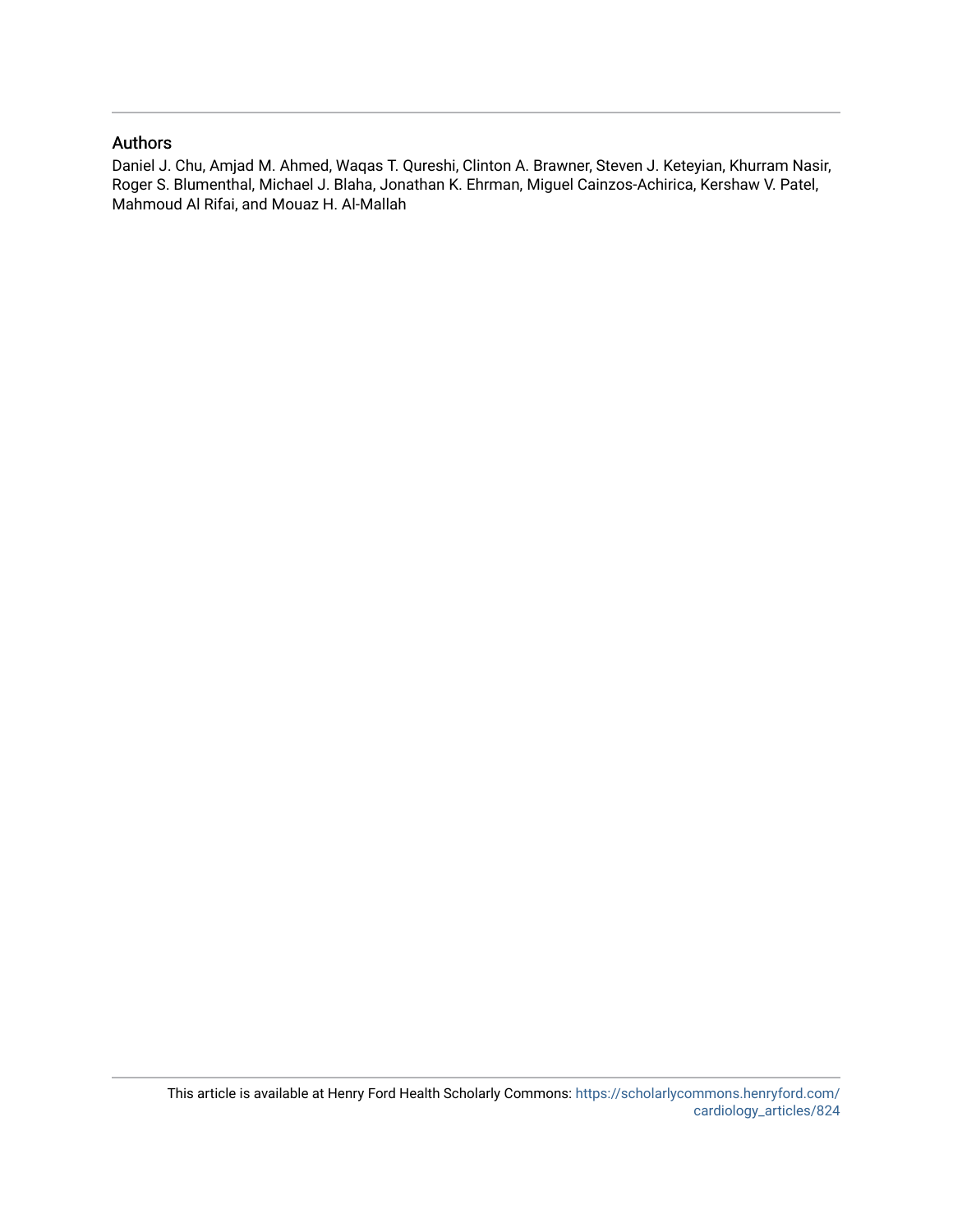## Authors

Daniel J. Chu, Amjad M. Ahmed, Waqas T. Qureshi, Clinton A. Brawner, Steven J. Keteyian, Khurram Nasir, Roger S. Blumenthal, Michael J. Blaha, Jonathan K. Ehrman, Miguel Cainzos-Achirica, Kershaw V. Patel, Mahmoud Al Rifai, and Mouaz H. Al-Mallah

This article is available at Henry Ford Health Scholarly Commons: https://scholarlycommons.henryford.com/cardiology_articles/824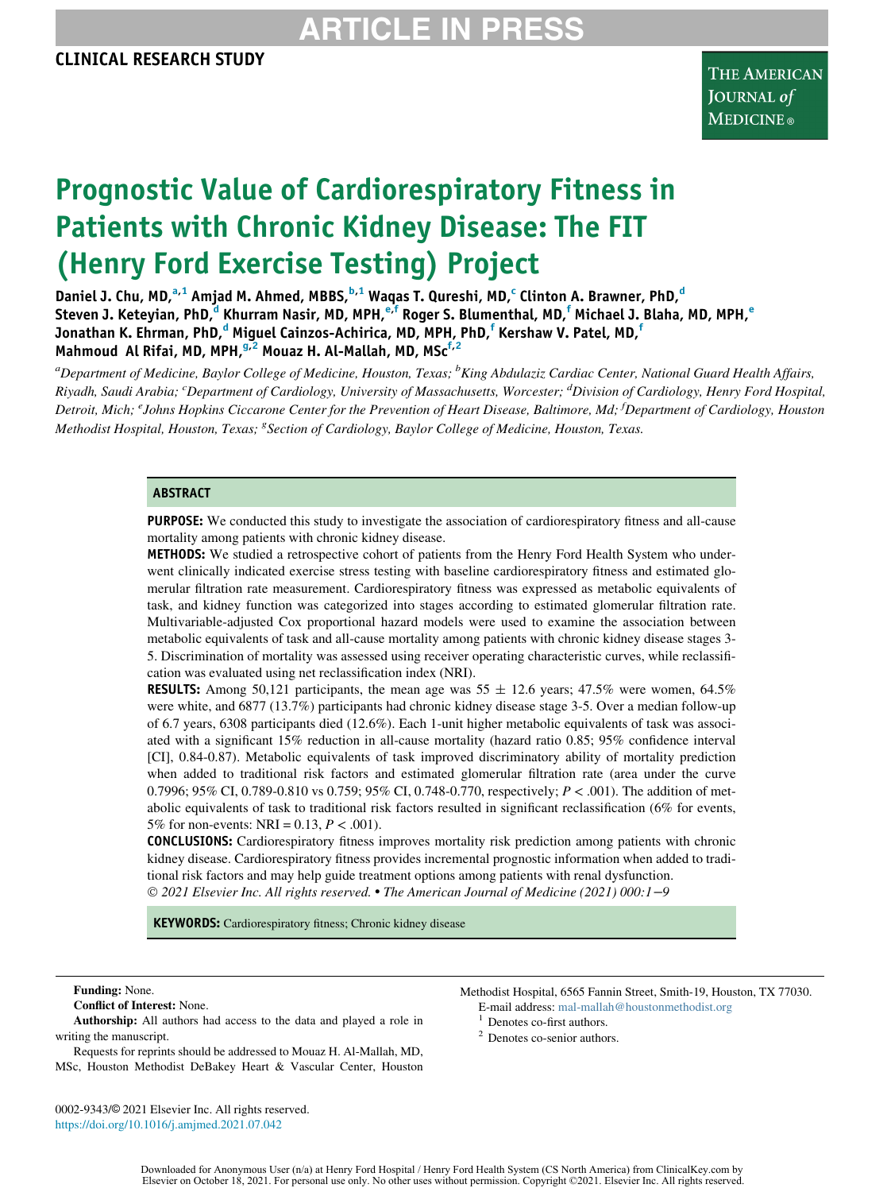## CLINICAL RESEARCH STUDY

# Prognostic Value of Cardiorespiratory Fitness in Patients with Chronic Kidney Disease: The FIT (Henry Ford Exercise Testing) Project

Daniel J. Chu, MD,[a,1] Amjad M. Ahmed, MBBS,[b,1] Waqas T. Qureshi, MD,[c] Clinton A. Brawner, PhD,[d] Steven J. Keteyian, PhD,[d] Khurram Nasir, MD, MPH,[e,f] Roger S. Blumenthal, MD,[f] Michael J. Blaha, MD, MPH,[e] Jonathan K. Ehrman, PhD,[d] Miguel Cainzos-Achirica, MD, MPH, PhD,[f] Kershaw V. Patel, MD,[f] Mahmoud Al Rifai, MD, MPH,[g,2] Mouaz H. Al-Mallah, MD, MSc[f,2]

*[a]Department of Medicine, Baylor College of Medicine, Houston, Texas; [b]King Abdulaziz Cardiac Center, National Guard Health Affairs, Riyadh, Saudi Arabia; [c]Department of Cardiology, University of Massachusetts, Worcester; [d]Division of Cardiology, Henry Ford Hospital, Detroit, Mich; [e]Johns Hopkins Ciccarone Center for the Prevention of Heart Disease, Baltimore, Md; [f]Department of Cardiology, Houston Methodist Hospital, Houston, Texas; [g]Section of Cardiology, Baylor College of Medicine, Houston, Texas.*

## ABSTRACT

**PURPOSE:** We conducted this study to investigate the association of cardiorespiratory fitness and all-cause mortality among patients with chronic kidney disease.

**METHODS:** We studied a retrospective cohort of patients from the Henry Ford Health System who underwent clinically indicated exercise stress testing with baseline cardiorespiratory fitness and estimated glomerular filtration rate measurement. Cardiorespiratory fitness was expressed as metabolic equivalents of task, and kidney function was categorized into stages according to estimated glomerular filtration rate. Multivariable-adjusted Cox proportional hazard models were used to examine the association between metabolic equivalents of task and all-cause mortality among patients with chronic kidney disease stages 3-5. Discrimination of mortality was assessed using receiver operating characteristic curves, while reclassification was evaluated using net reclassification index (NRI).

**RESULTS:** Among 50,121 participants, the mean age was 55 ± 12.6 years; 47.5% were women, 64.5% were white, and 6877 (13.7%) participants had chronic kidney disease stage 3-5. Over a median follow-up of 6.7 years, 6308 participants died (12.6%). Each 1-unit higher metabolic equivalents of task was associated with a significant 15% reduction in all-cause mortality (hazard ratio 0.85; 95% confidence interval [CI], 0.84-0.87). Metabolic equivalents of task improved discriminatory ability of mortality prediction when added to traditional risk factors and estimated glomerular filtration rate (area under the curve 0.7996; 95% CI, 0.789-0.810 vs 0.759; 95% CI, 0.748-0.770, respectively; $P < .001$). The addition of metabolic equivalents of task to traditional risk factors resulted in significant reclassification (6% for events, 5% for non-events: NRI = 0.13, $P < .001$).

**CONCLUSIONS:** Cardiorespiratory fitness improves mortality risk prediction among patients with chronic kidney disease. Cardiorespiratory fitness provides incremental prognostic information when added to traditional risk factors and may help guide treatment options among patients with renal dysfunction.

*© 2021 Elsevier Inc. All rights reserved. • The American Journal of Medicine (2021) 000:1−9*

**KEYWORDS:** Cardiorespiratory fitness; Chronic kidney disease

---

**Funding:** None.

**Conflict of Interest:** None.

**Authorship:** All authors had access to the data and played a role in writing the manuscript.

Requests for reprints should be addressed to Mouaz H. Al-Mallah, MD, MSc, Houston Methodist DeBakey Heart & Vascular Center, Houston Methodist Hospital, 6565 Fannin Street, Smith-19, Houston, TX 77030.

E-mail address: mal-mallah@houstonmethodist.org

[1] Denotes co-first authors.

[2] Denotes co-senior authors.

0002-9343/© 2021 Elsevier Inc. All rights reserved.
https://doi.org/10.1016/j.amjmed.2021.07.042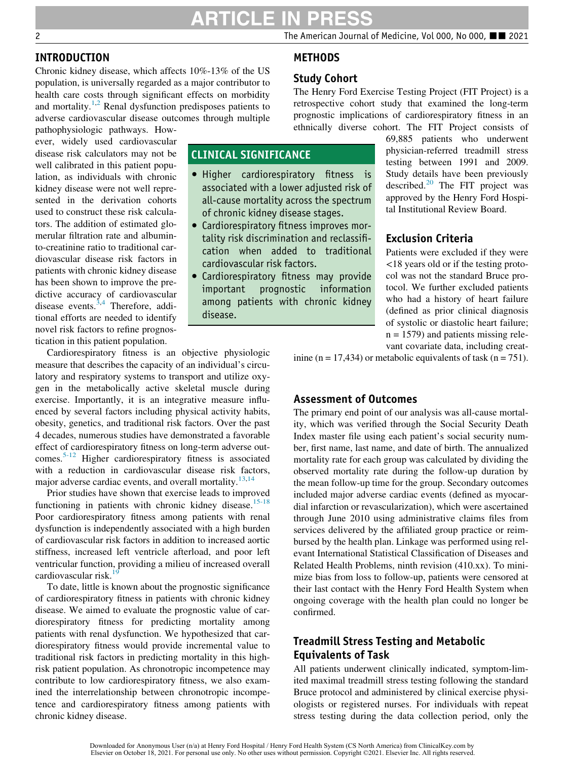## INTRODUCTION

Chronic kidney disease, which affects 10%-13% of the US population, is universally regarded as a major contributor to health care costs through significant effects on morbidity and mortality.[1,2] Renal dysfunction predisposes patients to adverse cardiovascular disease outcomes through multiple pathophysiologic pathways. However, widely used cardiovascular disease risk calculators may not be well calibrated in this patient population, as individuals with chronic kidney disease were not well represented in the derivation cohorts used to construct these risk calculators. The addition of estimated glomerular filtration rate and albumin-to-creatinine ratio to traditional cardiovascular disease risk factors in patients with chronic kidney disease has been shown to improve the predictive accuracy of cardiovascular disease events.[3,4] Therefore, additional efforts are needed to identify novel risk factors to refine prognostication in this patient population.

Cardiorespiratory fitness is an objective physiologic measure that describes the capacity of an individual's circulatory and respiratory systems to transport and utilize oxygen in the metabolically active skeletal muscle during exercise. Importantly, it is an integrative measure influenced by several factors including physical activity habits, obesity, genetics, and traditional risk factors. Over the past 4 decades, numerous studies have demonstrated a favorable effect of cardiorespiratory fitness on long-term adverse outcomes.[5-12] Higher cardiorespiratory fitness is associated with a reduction in cardiovascular disease risk factors, major adverse cardiac events, and overall mortality.[13,14]

Prior studies have shown that exercise leads to improved functioning in patients with chronic kidney disease.[15-18] Poor cardiorespiratory fitness among patients with renal dysfunction is independently associated with a high burden of cardiovascular risk factors in addition to increased aortic stiffness, increased left ventricle afterload, and poor left ventricular function, providing a milieu of increased overall cardiovascular risk.[19]

To date, little is known about the prognostic significance of cardiorespiratory fitness in patients with chronic kidney disease. We aimed to evaluate the prognostic value of cardiorespiratory fitness for predicting mortality among patients with renal dysfunction. We hypothesized that cardiorespiratory fitness would provide incremental value to traditional risk factors in predicting mortality in this high-risk patient population. As chronotropic incompetence may contribute to low cardiorespiratory fitness, we also examined the interrelationship between chronotropic incompetence and cardiorespiratory fitness among patients with chronic kidney disease.

### CLINICAL SIGNIFICANCE

- Higher cardiorespiratory fitness is associated with a lower adjusted risk of all-cause mortality across the spectrum of chronic kidney disease stages.
- Cardiorespiratory fitness improves mortality risk discrimination and reclassification when added to traditional cardiovascular risk factors.
- Cardiorespiratory fitness may provide important prognostic information among patients with chronic kidney disease.

## METHODS

### Study Cohort

The Henry Ford Exercise Testing Project (FIT Project) is a retrospective cohort study that examined the long-term prognostic implications of cardiorespiratory fitness in an ethnically diverse cohort. The FIT Project consists of 69,885 patients who underwent physician-referred treadmill stress testing between 1991 and 2009. Study details have been previously described.[20] The FIT project was approved by the Henry Ford Hospital Institutional Review Board.

### Exclusion Criteria

Patients were excluded if they were <18 years old or if the testing protocol was not the standard Bruce protocol. We further excluded patients who had a history of heart failure (defined as prior clinical diagnosis of systolic or diastolic heart failure; n = 1579) and patients missing relevant covariate data, including creatinine (n = 17,434) or metabolic equivalents of task (n = 751).

### Assessment of Outcomes

The primary end point of our analysis was all-cause mortality, which was verified through the Social Security Death Index master file using each patient's social security number, first name, last name, and date of birth. The annualized mortality rate for each group was calculated by dividing the observed mortality rate during the follow-up duration by the mean follow-up time for the group. Secondary outcomes included major adverse cardiac events (defined as myocardial infarction or revascularization), which were ascertained through June 2010 using administrative claims files from services delivered by the affiliated group practice or reimbursed by the health plan. Linkage was performed using relevant International Statistical Classification of Diseases and Related Health Problems, ninth revision (410.xx). To minimize bias from loss to follow-up, patients were censored at their last contact with the Henry Ford Health System when ongoing coverage with the health plan could no longer be confirmed.

### Treadmill Stress Testing and Metabolic Equivalents of Task

All patients underwent clinically indicated, symptom-limited maximal treadmill stress testing following the standard Bruce protocol and administered by clinical exercise physiologists or registered nurses. For individuals with repeat stress testing during the data collection period, only the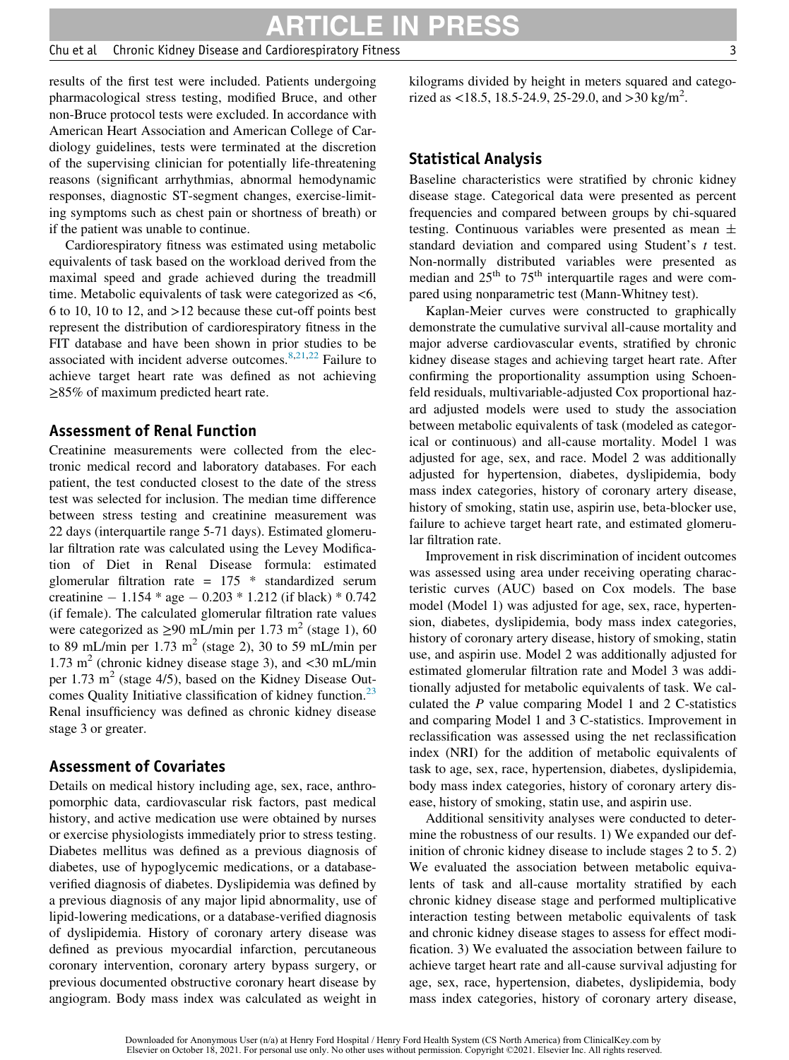results of the first test were included. Patients undergoing pharmacological stress testing, modified Bruce, and other non-Bruce protocol tests were excluded. In accordance with American Heart Association and American College of Cardiology guidelines, tests were terminated at the discretion of the supervising clinician for potentially life-threatening reasons (significant arrhythmias, abnormal hemodynamic responses, diagnostic ST-segment changes, exercise-limiting symptoms such as chest pain or shortness of breath) or if the patient was unable to continue.

Cardiorespiratory fitness was estimated using metabolic equivalents of task based on the workload derived from the maximal speed and grade achieved during the treadmill time. Metabolic equivalents of task were categorized as <6, 6 to 10, 10 to 12, and >12 because these cut-off points best represent the distribution of cardiorespiratory fitness in the FIT database and have been shown in prior studies to be associated with incident adverse outcomes.[8,21,22] Failure to achieve target heart rate was defined as not achieving ≥85% of maximum predicted heart rate.

## Assessment of Renal Function

Creatinine measurements were collected from the electronic medical record and laboratory databases. For each patient, the test conducted closest to the date of the stress test was selected for inclusion. The median time difference between stress testing and creatinine measurement was 22 days (interquartile range 5-71 days). Estimated glomerular filtration rate was calculated using the Levey Modification of Diet in Renal Disease formula: estimated glomerular filtration rate = 175 * standardized serum creatinine − 1.154 * age − 0.203 * 1.212 (if black) * 0.742 (if female). The calculated glomerular filtration rate values were categorized as ≥90 mL/min per 1.73 $m^2$ (stage 1), 60 to 89 mL/min per 1.73 $m^2$ (stage 2), 30 to 59 mL/min per 1.73 $m^2$ (chronic kidney disease stage 3), and <30 mL/min per 1.73 $m^2$ (stage 4/5), based on the Kidney Disease Outcomes Quality Initiative classification of kidney function.[23] Renal insufficiency was defined as chronic kidney disease stage 3 or greater.

## Assessment of Covariates

Details on medical history including age, sex, race, anthropomorphic data, cardiovascular risk factors, past medical history, and active medication use were obtained by nurses or exercise physiologists immediately prior to stress testing. Diabetes mellitus was defined as a previous diagnosis of diabetes, use of hypoglycemic medications, or a database-verified diagnosis of diabetes. Dyslipidemia was defined by a previous diagnosis of any major lipid abnormality, use of lipid-lowering medications, or a database-verified diagnosis of dyslipidemia. History of coronary artery disease was defined as previous myocardial infarction, percutaneous coronary intervention, coronary artery bypass surgery, or previous documented obstructive coronary heart disease by angiogram. Body mass index was calculated as weight in kilograms divided by height in meters squared and categorized as <18.5, 18.5-24.9, 25-29.0, and >30 kg/$m^2$.

## Statistical Analysis

Baseline characteristics were stratified by chronic kidney disease stage. Categorical data were presented as percent frequencies and compared between groups by chi-squared testing. Continuous variables were presented as mean ± standard deviation and compared using Student's *t* test. Non-normally distributed variables were presented as median and 25th to 75th interquartile rages and were compared using nonparametric test (Mann-Whitney test).

Kaplan-Meier curves were constructed to graphically demonstrate the cumulative survival all-cause mortality and major adverse cardiovascular events, stratified by chronic kidney disease stages and achieving target heart rate. After confirming the proportionality assumption using Schoenfeld residuals, multivariable-adjusted Cox proportional hazard adjusted models were used to study the association between metabolic equivalents of task (modeled as categorical or continuous) and all-cause mortality. Model 1 was adjusted for age, sex, and race. Model 2 was additionally adjusted for hypertension, diabetes, dyslipidemia, body mass index categories, history of coronary artery disease, history of smoking, statin use, aspirin use, beta-blocker use, failure to achieve target heart rate, and estimated glomerular filtration rate.

Improvement in risk discrimination of incident outcomes was assessed using area under receiving operating characteristic curves (AUC) based on Cox models. The base model (Model 1) was adjusted for age, sex, race, hypertension, diabetes, dyslipidemia, body mass index categories, history of coronary artery disease, history of smoking, statin use, and aspirin use. Model 2 was additionally adjusted for estimated glomerular filtration rate and Model 3 was additionally adjusted for metabolic equivalents of task. We calculated the *P* value comparing Model 1 and 2 C-statistics and comparing Model 1 and 3 C-statistics. Improvement in reclassification was assessed using the net reclassification index (NRI) for the addition of metabolic equivalents of task to age, sex, race, hypertension, diabetes, dyslipidemia, body mass index categories, history of coronary artery disease, history of smoking, statin use, and aspirin use.

Additional sensitivity analyses were conducted to determine the robustness of our results. 1) We expanded our definition of chronic kidney disease to include stages 2 to 5. 2) We evaluated the association between metabolic equivalents of task and all-cause mortality stratified by each chronic kidney disease stage and performed multiplicative interaction testing between metabolic equivalents of task and chronic kidney disease stages to assess for effect modification. 3) We evaluated the association between failure to achieve target heart rate and all-cause survival adjusting for age, sex, race, hypertension, diabetes, dyslipidemia, body mass index categories, history of coronary artery disease,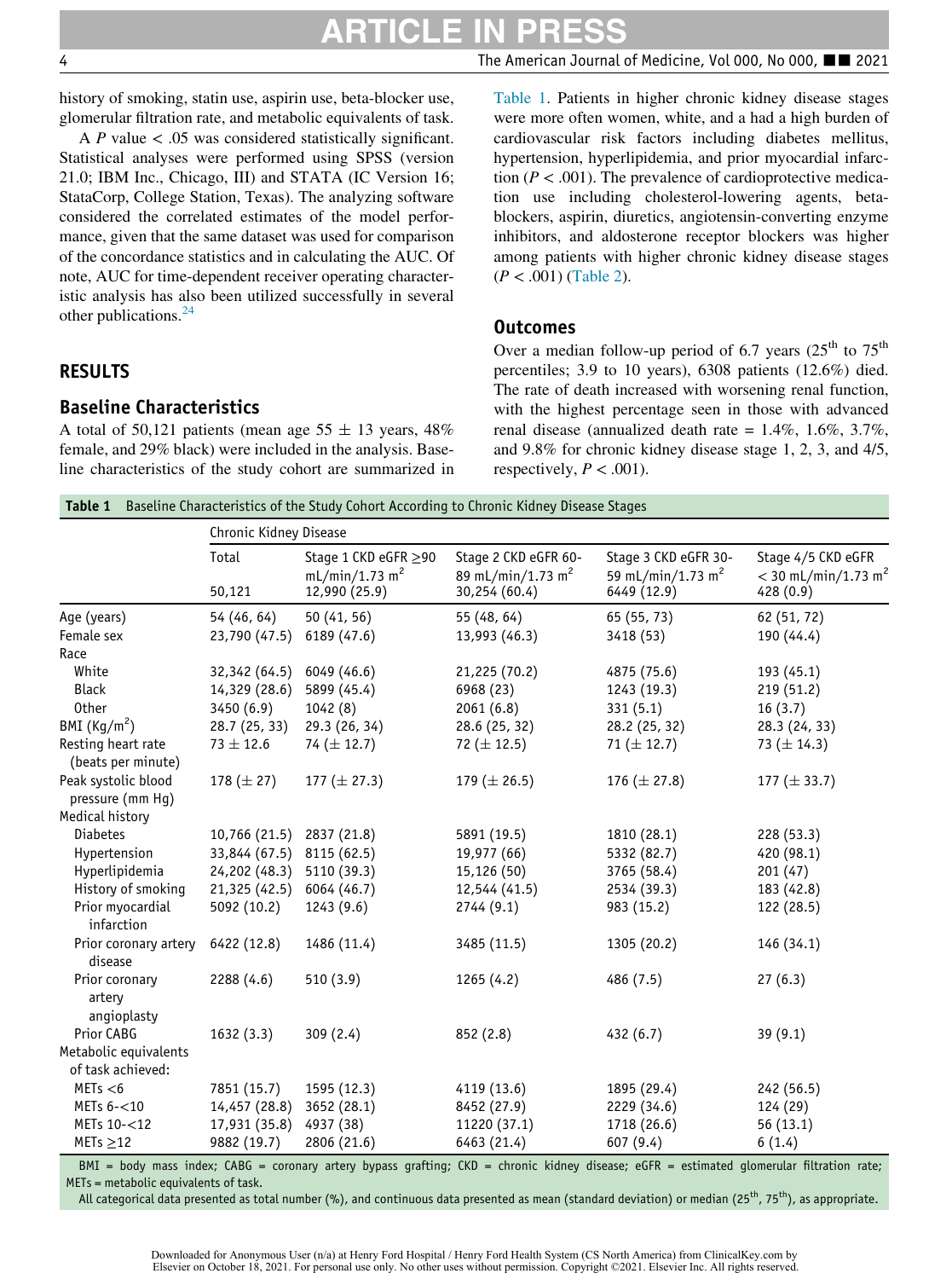history of smoking, statin use, aspirin use, beta-blocker use, glomerular filtration rate, and metabolic equivalents of task.

A $P$ value < .05 was considered statistically significant. Statistical analyses were performed using SPSS (version 21.0; IBM Inc., Chicago, Ill) and STATA (IC Version 16; StataCorp, College Station, Texas). The analyzing software considered the correlated estimates of the model performance, given that the same dataset was used for comparison of the concordance statistics and in calculating the AUC. Of note, AUC for time-dependent receiver operating characteristic analysis has also been utilized successfully in several other publications.[24]

## RESULTS

### Baseline Characteristics

A total of 50,121 patients (mean age 55 ± 13 years, 48% female, and 29% black) were included in the analysis. Baseline characteristics of the study cohort are summarized in Table 1. Patients in higher chronic kidney disease stages were more often women, white, and a had a high burden of cardiovascular risk factors including diabetes mellitus, hypertension, hyperlipidemia, and prior myocardial infarction ($P$ < .001). The prevalence of cardioprotective medication use including cholesterol-lowering agents, beta-blockers, aspirin, diuretics, angiotensin-converting enzyme inhibitors, and aldosterone receptor blockers was higher among patients with higher chronic kidney disease stages ($P$ < .001) (Table 2).

### Outcomes

Over a median follow-up period of 6.7 years (25th to 75th percentiles; 3.9 to 10 years), 6308 patients (12.6%) died. The rate of death increased with worsening renal function, with the highest percentage seen in those with advanced renal disease (annualized death rate = 1.4%, 1.6%, 3.7%, and 9.8% for chronic kidney disease stage 1, 2, 3, and 4/5, respectively, $P$ < .001).

**Table 1** Baseline Characteristics of the Study Cohort According to Chronic Kidney Disease Stages

| | Chronic Kidney Disease | | | | |
|---|---|---|---|---|---|
| | Total 50,121 | Stage 1 CKD eGFR ≥90 mL/min/1.73 m$^2$ 12,990 (25.9) | Stage 2 CKD eGFR 60-89 mL/min/1.73 m$^2$ 30,254 (60.4) | Stage 3 CKD eGFR 30-59 mL/min/1.73 m$^2$ 6449 (12.9) | Stage 4/5 CKD eGFR < 30 mL/min/1.73 m$^2$ 428 (0.9) |
| Age (years) | 54 (46, 64) | 50 (41, 56) | 55 (48, 64) | 65 (55, 73) | 62 (51, 72) |
| Female sex | 23,790 (47.5) | 6189 (47.6) | 13,993 (46.3) | 3418 (53) | 190 (44.4) |
| Race | | | | | |
| White | 32,342 (64.5) | 6049 (46.6) | 21,225 (70.2) | 4875 (75.6) | 193 (45.1) |
| Black | 14,329 (28.6) | 5899 (45.4) | 6968 (23) | 1243 (19.3) | 219 (51.2) |
| Other | 3450 (6.9) | 1042 (8) | 2061 (6.8) | 331 (5.1) | 16 (3.7) |
| BMI (Kg/m$^2$) | 28.7 (25, 33) | 29.3 (26, 34) | 28.6 (25, 32) | 28.2 (25, 32) | 28.3 (24, 33) |
| Resting heart rate (beats per minute) | 73 ± 12.6 | 74 (± 12.7) | 72 (± 12.5) | 71 (± 12.7) | 73 (± 14.3) |
| Peak systolic blood pressure (mm Hg) | 178 (± 27) | 177 (± 27.3) | 179 (± 26.5) | 176 (± 27.8) | 177 (± 33.7) |
| Medical history | | | | | |
| Diabetes | 10,766 (21.5) | 2837 (21.8) | 5891 (19.5) | 1810 (28.1) | 228 (53.3) |
| Hypertension | 33,844 (67.5) | 8115 (62.5) | 19,977 (66) | 5332 (82.7) | 420 (98.1) |
| Hyperlipidemia | 24,202 (48.3) | 5110 (39.3) | 15,126 (50) | 3765 (58.4) | 201 (47) |
| History of smoking | 21,325 (42.5) | 6064 (46.7) | 12,544 (41.5) | 2534 (39.3) | 183 (42.8) |
| Prior myocardial infarction | 5092 (10.2) | 1243 (9.6) | 2744 (9.1) | 983 (15.2) | 122 (28.5) |
| Prior coronary artery disease | 6422 (12.8) | 1486 (11.4) | 3485 (11.5) | 1305 (20.2) | 146 (34.1) |
| Prior coronary artery angioplasty | 2288 (4.6) | 510 (3.9) | 1265 (4.2) | 486 (7.5) | 27 (6.3) |
| Prior CABG | 1632 (3.3) | 309 (2.4) | 852 (2.8) | 432 (6.7) | 39 (9.1) |
| Metabolic equivalents of task achieved: | | | | | |
| METs <6 | 7851 (15.7) | 1595 (12.3) | 4119 (13.6) | 1895 (29.4) | 242 (56.5) |
| METs 6-<10 | 14,457 (28.8) | 3652 (28.1) | 8452 (27.9) | 2229 (34.6) | 124 (29) |
| METs 10-<12 | 17,931 (35.8) | 4937 (38) | 11220 (37.1) | 1718 (26.6) | 56 (13.1) |
| METs ≥12 | 9882 (19.7) | 2806 (21.6) | 6463 (21.4) | 607 (9.4) | 6 (1.4) |

BMI = body mass index; CABG = coronary artery bypass grafting; CKD = chronic kidney disease; eGFR = estimated glomerular filtration rate; METs = metabolic equivalents of task.

All categorical data presented as total number (%), and continuous data presented as mean (standard deviation) or median (25th, 75th), as appropriate.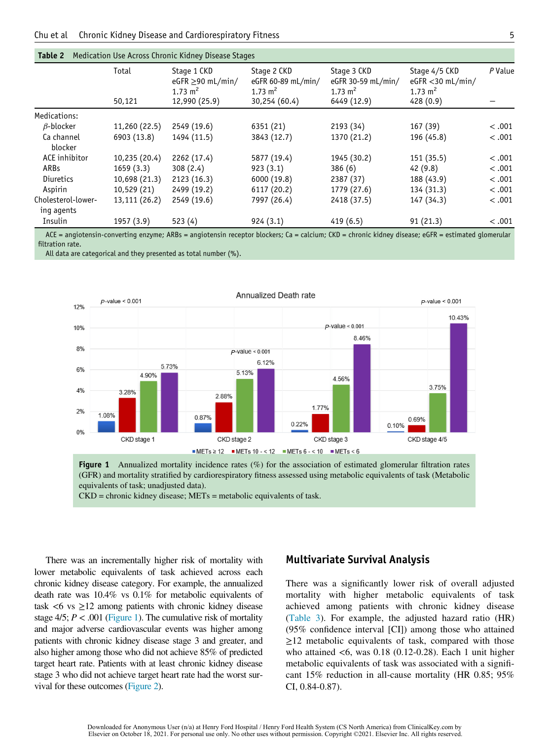**Table 2** Medication Use Across Chronic Kidney Disease Stages

| | Total | Stage 1 CKD eGFR ≥90 mL/min/1.73 $m^2$ | Stage 2 CKD eGFR 60-89 mL/min/1.73 $m^2$ | Stage 3 CKD eGFR 30-59 mL/min/1.73 $m^2$ | Stage 4/5 CKD eGFR <30 mL/min/1.73 $m^2$ | *P* Value |
|---|---|---|---|---|---|---|
| | 50,121 | 12,990 (25.9) | 30,254 (60.4) | 6449 (12.9) | 428 (0.9) | — |
| Medications: | | | | | | |
| *β*-blocker | 11,260 (22.5) | 2549 (19.6) | 6351 (21) | 2193 (34) | 167 (39) | < .001 |
| Ca channel blocker | 6903 (13.8) | 1494 (11.5) | 3843 (12.7) | 1370 (21.2) | 196 (45.8) | < .001 |
| ACE inhibitor | 10,235 (20.4) | 2262 (17.4) | 5877 (19.4) | 1945 (30.2) | 151 (35.5) | < .001 |
| ARBs | 1659 (3.3) | 308 (2.4) | 923 (3.1) | 386 (6) | 42 (9.8) | < .001 |
| Diuretics | 10,698 (21.3) | 2123 (16.3) | 6000 (19.8) | 2387 (37) | 188 (43.9) | < .001 |
| Aspirin | 10,529 (21) | 2499 (19.2) | 6117 (20.2) | 1779 (27.6) | 134 (31.3) | < .001 |
| Cholesterol-lowering agents | 13,111 (26.2) | 2549 (19.6) | 7997 (26.4) | 2418 (37.5) | 147 (34.3) | < .001 |
| Insulin | 1957 (3.9) | 523 (4) | 924 (3.1) | 419 (6.5) | 91 (21.3) | < .001 |

ACE = angiotensin-converting enzyme; ARBs = angiotensin receptor blockers; Ca = calcium; CKD = chronic kidney disease; eGFR = estimated glomerular filtration rate.
All data are categorical and they presented as total number (%).

**Figure 1** Annualized mortality incidence rates (%) for the association of estimated glomerular filtration rates (GFR) and mortality stratified by cardiorespiratory fitness assessed using metabolic equivalents of task (Metabolic equivalents of task; unadjusted data).
CKD = chronic kidney disease; METs = metabolic equivalents of task.

There was an incrementally higher risk of mortality with lower metabolic equivalents of task achieved across each chronic kidney disease category. For example, the annualized death rate was 10.4% vs 0.1% for metabolic equivalents of task <6 vs ≥12 among patients with chronic kidney disease stage 4/5; $P < .001$ (Figure 1). The cumulative risk of mortality and major adverse cardiovascular events was higher among patients with chronic kidney disease stage 3 and greater, and also higher among those who did not achieve 85% of predicted target heart rate. Patients with at least chronic kidney disease stage 3 who did not achieve target heart rate had the worst survival for these outcomes (Figure 2).

## Multivariate Survival Analysis

There was a significantly lower risk of overall adjusted mortality with higher metabolic equivalents of task achieved among patients with chronic kidney disease (Table 3). For example, the adjusted hazard ratio (HR) (95% confidence interval [CI]) among those who attained ≥12 metabolic equivalents of task, compared with those who attained <6, was 0.18 (0.12-0.28). Each 1 unit higher metabolic equivalents of task was associated with a significant 15% reduction in all-cause mortality (HR 0.85; 95% CI, 0.84-0.87).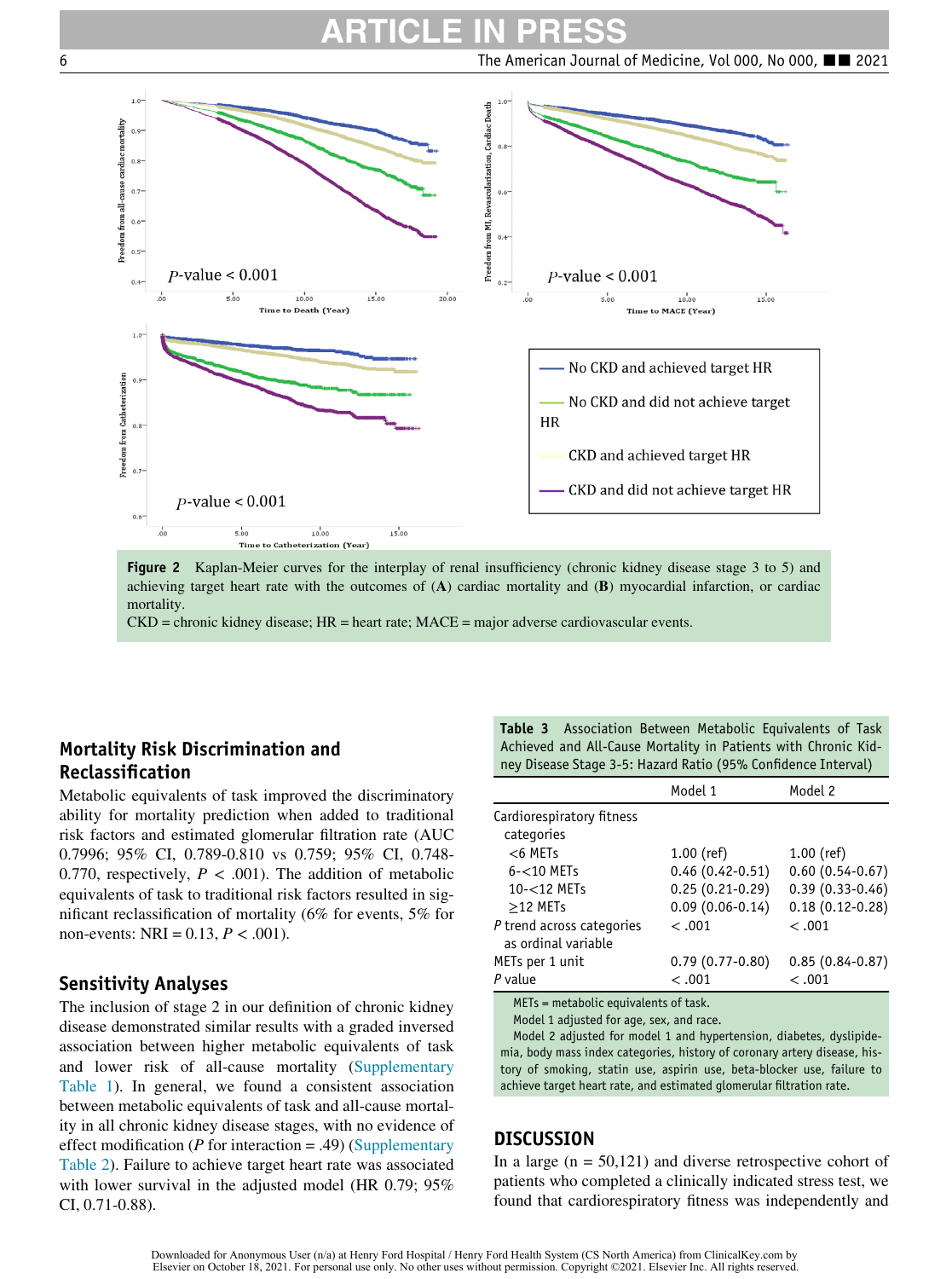Figure 2 Kaplan-Meier curves for the interplay of renal insufficiency (chronic kidney disease stage 3 to 5) and achieving target heart rate with the outcomes of (**A**) cardiac mortality and (**B**) myocardial infarction, or cardiac mortality.
CKD = chronic kidney disease; HR = heart rate; MACE = major adverse cardiovascular events.

## Mortality Risk Discrimination and Reclassification

Metabolic equivalents of task improved the discriminatory ability for mortality prediction when added to traditional risk factors and estimated glomerular filtration rate (AUC 0.7996; 95% CI, 0.789-0.810 vs 0.759; 95% CI, 0.748-0.770, respectively, $P < .001$). The addition of metabolic equivalents of task to traditional risk factors resulted in significant reclassification of mortality (6% for events, 5% for non-events: NRI = 0.13, $P < .001$).

## Sensitivity Analyses

The inclusion of stage 2 in our definition of chronic kidney disease demonstrated similar results with a graded inversed association between higher metabolic equivalents of task and lower risk of all-cause mortality (Supplementary Table 1). In general, we found a consistent association between metabolic equivalents of task and all-cause mortality in all chronic kidney disease stages, with no evidence of effect modification ($P$ for interaction = .49) (Supplementary Table 2). Failure to achieve target heart rate was associated with lower survival in the adjusted model (HR 0.79; 95% CI, 0.71-0.88).

**Table 3** Association Between Metabolic Equivalents of Task Achieved and All-Cause Mortality in Patients with Chronic Kidney Disease Stage 3-5: Hazard Ratio (95% Confidence Interval)

| | Model 1 | Model 2 |
|---|---|---|
| Cardiorespiratory fitness categories | | |
| <6 METs | 1.00 (ref) | 1.00 (ref) |
| 6-<10 METs | 0.46 (0.42-0.51) | 0.60 (0.54-0.67) |
| 10-<12 METs | 0.25 (0.21-0.29) | 0.39 (0.33-0.46) |
| ≥12 METs | 0.09 (0.06-0.14) | 0.18 (0.12-0.28) |
| $P$ trend across categories as ordinal variable | < .001 | < .001 |
| METs per 1 unit | 0.79 (0.77-0.80) | 0.85 (0.84-0.87) |
| $P$ value | < .001 | < .001 |

METs = metabolic equivalents of task.
Model 1 adjusted for age, sex, and race.
Model 2 adjusted for model 1 and hypertension, diabetes, dyslipidemia, body mass index categories, history of coronary artery disease, history of smoking, statin use, aspirin use, beta-blocker use, failure to achieve target heart rate, and estimated glomerular filtration rate.

## DISCUSSION

In a large (n = 50,121) and diverse retrospective cohort of patients who completed a clinically indicated stress test, we found that cardiorespiratory fitness was independently and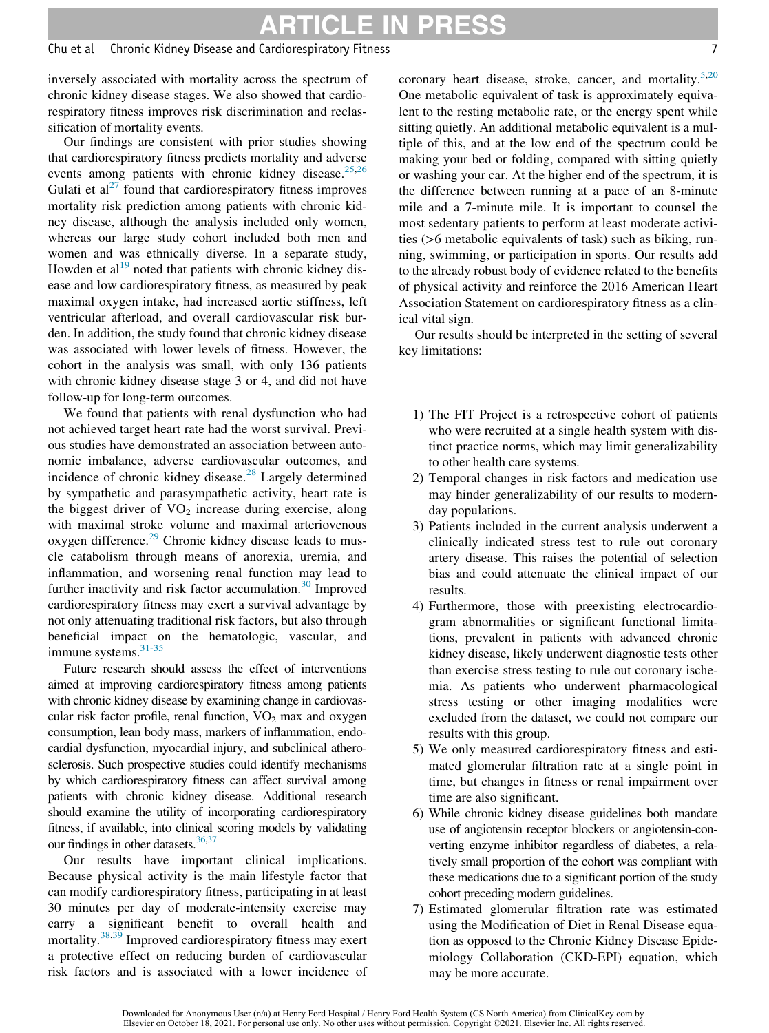inversely associated with mortality across the spectrum of chronic kidney disease stages. We also showed that cardiorespiratory fitness improves risk discrimination and reclassification of mortality events.

Our findings are consistent with prior studies showing that cardiorespiratory fitness predicts mortality and adverse events among patients with chronic kidney disease.[25,26] Gulati et al[27] found that cardiorespiratory fitness improves mortality risk prediction among patients with chronic kidney disease, although the analysis included only women, whereas our large study cohort included both men and women and was ethnically diverse. In a separate study, Howden et al[19] noted that patients with chronic kidney disease and low cardiorespiratory fitness, as measured by peak maximal oxygen intake, had increased aortic stiffness, left ventricular afterload, and overall cardiovascular risk burden. In addition, the study found that chronic kidney disease was associated with lower levels of fitness. However, the cohort in the analysis was small, with only 136 patients with chronic kidney disease stage 3 or 4, and did not have follow-up for long-term outcomes.

We found that patients with renal dysfunction who had not achieved target heart rate had the worst survival. Previous studies have demonstrated an association between autonomic imbalance, adverse cardiovascular outcomes, and incidence of chronic kidney disease.[28] Largely determined by sympathetic and parasympathetic activity, heart rate is the biggest driver of $VO_2$ increase during exercise, along with maximal stroke volume and maximal arteriovenous oxygen difference.[29] Chronic kidney disease leads to muscle catabolism through means of anorexia, uremia, and inflammation, and worsening renal function may lead to further inactivity and risk factor accumulation.[30] Improved cardiorespiratory fitness may exert a survival advantage by not only attenuating traditional risk factors, but also through beneficial impact on the hematologic, vascular, and immune systems.[31-35]

Future research should assess the effect of interventions aimed at improving cardiorespiratory fitness among patients with chronic kidney disease by examining change in cardiovascular risk factor profile, renal function, $VO_2$ max and oxygen consumption, lean body mass, markers of inflammation, endocardial dysfunction, myocardial injury, and subclinical atherosclerosis. Such prospective studies could identify mechanisms by which cardiorespiratory fitness can affect survival among patients with chronic kidney disease. Additional research should examine the utility of incorporating cardiorespiratory fitness, if available, into clinical scoring models by validating our findings in other datasets.[36,37]

Our results have important clinical implications. Because physical activity is the main lifestyle factor that can modify cardiorespiratory fitness, participating in at least 30 minutes per day of moderate-intensity exercise may carry a significant benefit to overall health and mortality.[38,39] Improved cardiorespiratory fitness may exert a protective effect on reducing burden of cardiovascular risk factors and is associated with a lower incidence of coronary heart disease, stroke, cancer, and mortality.[5,20] One metabolic equivalent of task is approximately equivalent to the resting metabolic rate, or the energy spent while sitting quietly. An additional metabolic equivalent is a multiple of this, and at the low end of the spectrum could be making your bed or folding, compared with sitting quietly or washing your car. At the higher end of the spectrum, it is the difference between running at a pace of an 8-minute mile and a 7-minute mile. It is important to counsel the most sedentary patients to perform at least moderate activities (>6 metabolic equivalents of task) such as biking, running, swimming, or participation in sports. Our results add to the already robust body of evidence related to the benefits of physical activity and reinforce the 2016 American Heart Association Statement on cardiorespiratory fitness as a clinical vital sign.

Our results should be interpreted in the setting of several key limitations:

1) The FIT Project is a retrospective cohort of patients who were recruited at a single health system with distinct practice norms, which may limit generalizability to other health care systems.
2) Temporal changes in risk factors and medication use may hinder generalizability of our results to modern-day populations.
3) Patients included in the current analysis underwent a clinically indicated stress test to rule out coronary artery disease. This raises the potential of selection bias and could attenuate the clinical impact of our results.
4) Furthermore, those with preexisting electrocardiogram abnormalities or significant functional limitations, prevalent in patients with advanced chronic kidney disease, likely underwent diagnostic tests other than exercise stress testing to rule out coronary ischemia. As patients who underwent pharmacological stress testing or other imaging modalities were excluded from the dataset, we could not compare our results with this group.
5) We only measured cardiorespiratory fitness and estimated glomerular filtration rate at a single point in time, but changes in fitness or renal impairment over time are also significant.
6) While chronic kidney disease guidelines both mandate use of angiotensin receptor blockers or angiotensin-converting enzyme inhibitor regardless of diabetes, a relatively small proportion of the cohort was compliant with these medications due to a significant portion of the study cohort preceding modern guidelines.
7) Estimated glomerular filtration rate was estimated using the Modification of Diet in Renal Disease equation as opposed to the Chronic Kidney Disease Epidemiology Collaboration (CKD-EPI) equation, which may be more accurate.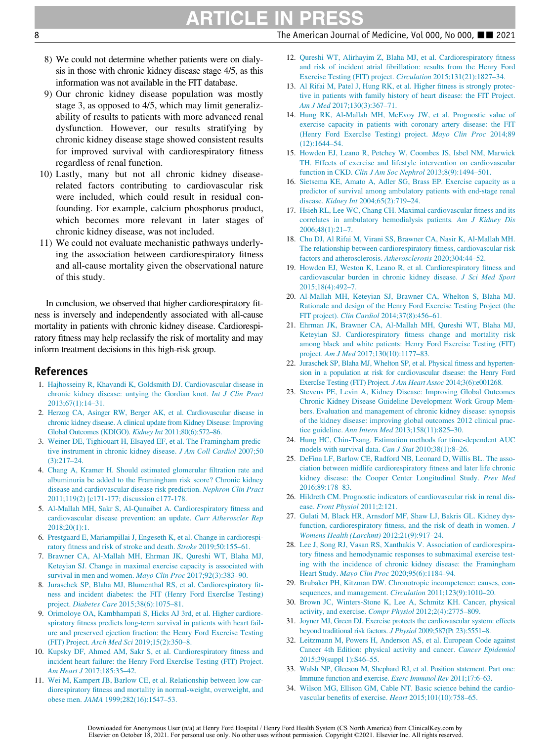8) We could not determine whether patients were on dialysis in those with chronic kidney disease stage 4/5, as this information was not available in the FIT database.
9) Our chronic kidney disease population was mostly stage 3, as opposed to 4/5, which may limit generalizability of results to patients with more advanced renal dysfunction. However, our results stratifying by chronic kidney disease stage showed consistent results for improved survival with cardiorespiratory fitness regardless of renal function.
10) Lastly, many but not all chronic kidney disease-related factors contributing to cardiovascular risk were included, which could result in residual confounding. For example, calcium phosphorus product, which becomes more relevant in later stages of chronic kidney disease, was not included.
11) We could not evaluate mechanistic pathways underlying the association between cardiorespiratory fitness and all-cause mortality given the observational nature of this study.

In conclusion, we observed that higher cardiorespiratory fitness is inversely and independently associated with all-cause mortality in patients with chronic kidney disease. Cardiorespiratory fitness may help reclassify the risk of mortality and may inform treatment decisions in this high-risk group.

## References

1. Hajhosseiny R, Khavandi K, Goldsmith DJ. Cardiovascular disease in chronic kidney disease: untying the Gordian knot. *Int J Clin Pract* 2013;67(1):14–31.
2. Herzog CA, Asinger RW, Berger AK, et al. Cardiovascular disease in chronic kidney disease. A clinical update from Kidney Disease: Improving Global Outcomes (KDIGO). *Kidney Int* 2011;80(6):572–86.
3. Weiner DE, Tighiouart H, Elsayed EF, et al. The Framingham predictive instrument in chronic kidney disease. *J Am Coll Cardiol* 2007;50(3):217–24.
4. Chang A, Kramer H. Should estimated glomerular filtration rate and albuminuria be added to the Framingham risk score? Chronic kidney disease and cardiovascular disease risk prediction. *Nephron Clin Pract* 2011;119(2) [c171-177; discussion c177-178.
5. Al-Mallah MH, Sakr S, Al-Qunaibet A. Cardiorespiratory fitness and cardiovascular disease prevention: an update. *Curr Atheroscler Rep* 2018;20(1):1.
6. Prestgaard E, Mariampillai J, Engeseth K, et al. Change in cardiorespiratory fitness and risk of stroke and death. *Stroke* 2019;50:155–61.
7. Brawner CA, Al-Mallah MH, Ehrman JK, Qureshi WT, Blaha MJ, Keteyian SJ. Change in maximal exercise capacity is associated with survival in men and women. *Mayo Clin Proc* 2017;92(3):383–90.
8. Juraschek SP, Blaha MJ, Blumenthal RS, et al. Cardiorespiratory fitness and incident diabetes: the FIT (Henry Ford ExercIse Testing) project. *Diabetes Care* 2015;38(6):1075–81.
9. Orimoloye OA, Kambhampati S, Hicks AJ 3rd, et al. Higher cardiorespiratory fitness predicts long-term survival in patients with heart failure and preserved ejection fraction: the Henry Ford Exercise Testing (FIT) Project. *Arch Med Sci* 2019;15(2):350–8.
10. Kupsky DF, Ahmed AM, Sakr S, et al. Cardiorespiratory fitness and incident heart failure: the Henry Ford ExercIse Testing (FIT) Project. *Am Heart J* 2017;185:35–42.
11. Wei M, Kampert JB, Barlow CE, et al. Relationship between low cardiorespiratory fitness and mortality in normal-weight, overweight, and obese men. *JAMA* 1999;282(16):1547–53.
12. Qureshi WT, Alirhayim Z, Blaha MJ, et al. Cardiorespiratory fitness and risk of incident atrial fibrillation: results from the Henry Ford Exercise Testing (FIT) project. *Circulation* 2015;131(21):1827–34.
13. Al Rifai M, Patel J, Hung RK, et al. Higher fitness is strongly protective in patients with family history of heart disease: the FIT Project. *Am J Med* 2017;130(3):367–71.
14. Hung RK, Al-Mallah MH, McEvoy JW, et al. Prognostic value of exercise capacity in patients with coronary artery disease: the FIT (Henry Ford ExercIse Testing) project. *Mayo Clin Proc* 2014;89(12):1644–54.
15. Howden EJ, Leano R, Petchey W, Coombes JS, Isbel NM, Marwick TH. Effects of exercise and lifestyle intervention on cardiovascular function in CKD. *Clin J Am Soc Nephrol* 2013;8(9):1494–501.
16. Sietsema KE, Amato A, Adler SG, Brass EP. Exercise capacity as a predictor of survival among ambulatory patients with end-stage renal disease. *Kidney Int* 2004;65(2):719–24.
17. Hsieh RL, Lee WC, Chang CH. Maximal cardiovascular fitness and its correlates in ambulatory hemodialysis patients. *Am J Kidney Dis* 2006;48(1):21–7.
18. Chu DJ, Al Rifai M, Virani SS, Brawner CA, Nasir K, Al-Mallah MH. The relationship between cardiorespiratory fitness, cardiovascular risk factors and atherosclerosis. *Atherosclerosis* 2020;304:44–52.
19. Howden EJ, Weston K, Leano R, et al. Cardiorespiratory fitness and cardiovascular burden in chronic kidney disease. *J Sci Med Sport* 2015;18(4):492–7.
20. Al-Mallah MH, Keteyian SJ, Brawner CA, Whelton S, Blaha MJ. Rationale and design of the Henry Ford Exercise Testing Project (the FIT project). *Clin Cardiol* 2014;37(8):456–61.
21. Ehrman JK, Brawner CA, Al-Mallah MH, Qureshi WT, Blaha MJ, Keteyian SJ. Cardiorespiratory fitness change and mortality risk among black and white patients: Henry Ford Exercise Testing (FIT) project. *Am J Med* 2017;130(10):1177–83.
22. Juraschek SP, Blaha MJ, Whelton SP, et al. Physical fitness and hypertension in a population at risk for cardiovascular disease: the Henry Ford ExercIse Testing (FIT) Project. *J Am Heart Assoc* 2014;3(6):e001268.
23. Stevens PE, Levin A, Kidney Disease: Improving Global Outcomes Chronic Kidney Disease Guideline Development Work Group Members. Evaluation and management of chronic kidney disease: synopsis of the kidney disease: improving global outcomes 2012 clinical practice guideline. *Ann Intern Med* 2013;158(11):825–30.
24. Hung HC, Chin-Tsang. Estimation methods for time-dependent AUC models with survival data. *Can J Stat* 2010;38(1):8–26.
25. DeFina LF, Barlow CE, Radford NB, Leonard D, Willis BL. The association between midlife cardiorespiratory fitness and later life chronic kidney disease: the Cooper Center Longitudinal Study. *Prev Med* 2016;89:178–83.
26. Hildreth CM. Prognostic indicators of cardiovascular risk in renal disease. *Front Physiol* 2011;2:121.
27. Gulati M, Black HR, Arnsdorf MF, Shaw LJ, Bakris GL. Kidney dysfunction, cardiorespiratory fitness, and the risk of death in women. *J Womens Health (Larchmt)* 2012;21(9):917–24.
28. Lee J, Song RJ, Vasan RS, Xanthakis V. Association of cardiorespiratory fitness and hemodynamic responses to submaximal exercise testing with the incidence of chronic kidney disease: the Framingham Heart Study. *Mayo Clin Proc* 2020;95(6):1184–94.
29. Brubaker PH, Kitzman DW. Chronotropic incompetence: causes, consequences, and management. *Circulation* 2011;123(9):1010–20.
30. Brown JC, Winters-Stone K, Lee A, Schmitz KH. Cancer, physical activity, and exercise. *Compr Physiol* 2012;2(4):2775–809.
31. Joyner MJ, Green DJ. Exercise protects the cardiovascular system: effects beyond traditional risk factors. *J Physiol* 2009;587(Pt 23):5551–8.
32. Leitzmann M, Powers H, Anderson AS, et al. European Code against Cancer 4th Edition: physical activity and cancer. *Cancer Epidemiol* 2015;39(suppl 1):S46–55.
33. Walsh NP, Gleeson M, Shephard RJ, et al. Position statement. Part one: Immune function and exercise. *Exerc Immunol Rev* 2011;17:6–63.
34. Wilson MG, Ellison GM, Cable NT. Basic science behind the cardiovascular benefits of exercise. *Heart* 2015;101(10):758–65.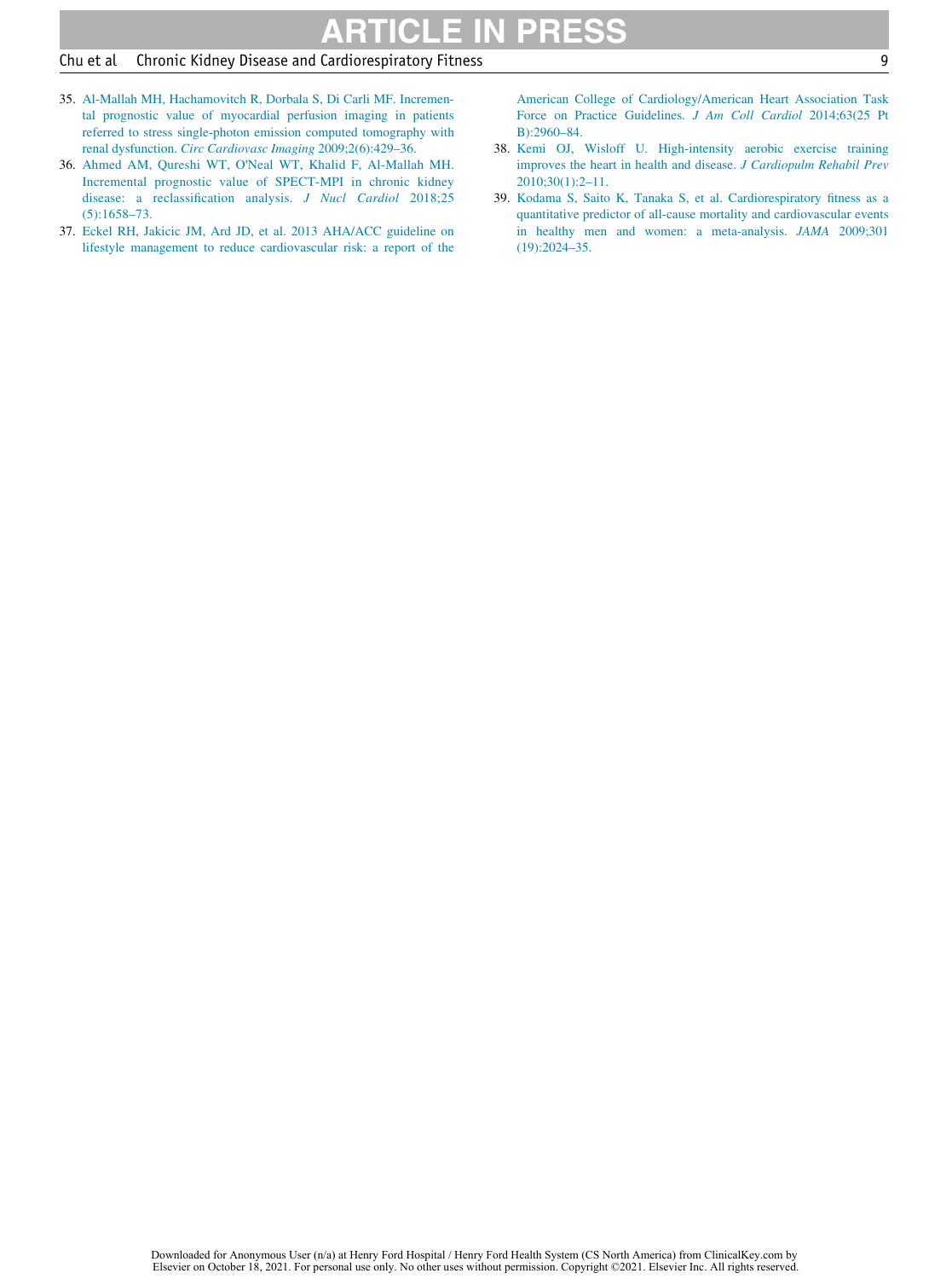35. Al-Mallah MH, Hachamovitch R, Dorbala S, Di Carli MF. Incremental prognostic value of myocardial perfusion imaging in patients referred to stress single-photon emission computed tomography with renal dysfunction. *Circ Cardiovasc Imaging* 2009;2(6):429–36.
36. Ahmed AM, Qureshi WT, O'Neal WT, Khalid F, Al-Mallah MH. Incremental prognostic value of SPECT-MPI in chronic kidney disease: a reclassification analysis. *J Nucl Cardiol* 2018;25(5):1658–73.
37. Eckel RH, Jakicic JM, Ard JD, et al. 2013 AHA/ACC guideline on lifestyle management to reduce cardiovascular risk: a report of the American College of Cardiology/American Heart Association Task Force on Practice Guidelines. *J Am Coll Cardiol* 2014;63(25 Pt B):2960–84.
38. Kemi OJ, Wisloff U. High-intensity aerobic exercise training improves the heart in health and disease. *J Cardiopulm Rehabil Prev* 2010;30(1):2–11.
39. Kodama S, Saito K, Tanaka S, et al. Cardiorespiratory fitness as a quantitative predictor of all-cause mortality and cardiovascular events in healthy men and women: a meta-analysis. *JAMA* 2009;301(19):2024–35.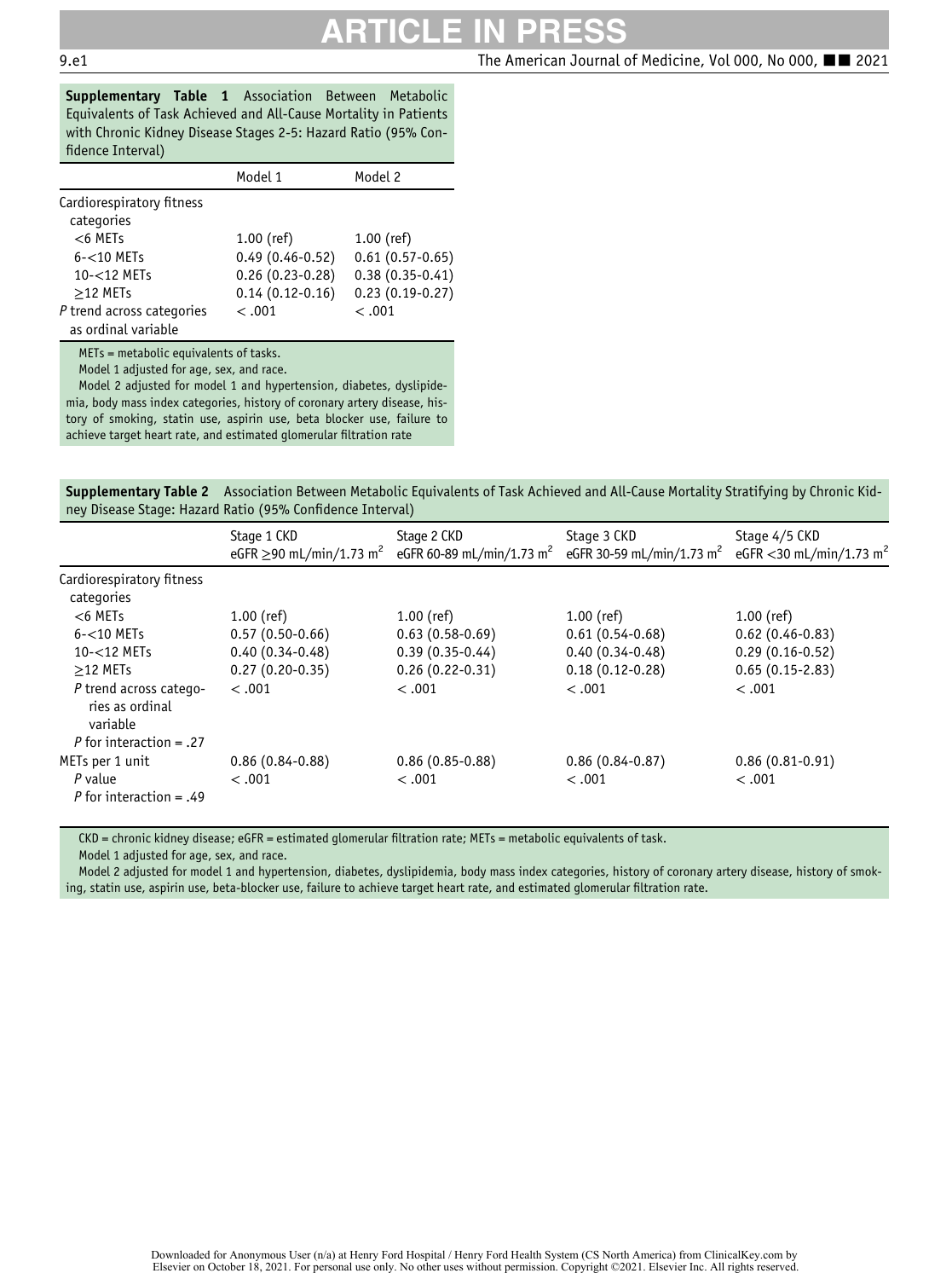**Supplementary Table 1** Association Between Metabolic Equivalents of Task Achieved and All-Cause Mortality in Patients with Chronic Kidney Disease Stages 2-5: Hazard Ratio (95% Confidence Interval)

| | Model 1 | Model 2 |
|---|---|---|
| Cardiorespiratory fitness categories | | |
| <6 METs | 1.00 (ref) | 1.00 (ref) |
| 6-<10 METs | 0.49 (0.46-0.52) | 0.61 (0.57-0.65) |
| 10-<12 METs | 0.26 (0.23-0.28) | 0.38 (0.35-0.41) |
| ≥12 METs | 0.14 (0.12-0.16) | 0.23 (0.19-0.27) |
| *P* trend across categories as ordinal variable | < .001 | < .001 |

METs = metabolic equivalents of tasks.

Model 1 adjusted for age, sex, and race.

Model 2 adjusted for model 1 and hypertension, diabetes, dyslipidemia, body mass index categories, history of coronary artery disease, history of smoking, statin use, aspirin use, beta blocker use, failure to achieve target heart rate, and estimated glomerular filtration rate

**Supplementary Table 2** Association Between Metabolic Equivalents of Task Achieved and All-Cause Mortality Stratifying by Chronic Kidney Disease Stage: Hazard Ratio (95% Confidence Interval)

| | Stage 1 CKD eGFR ≥90 mL/min/1.73 $m^2$ | Stage 2 CKD eGFR 60-89 mL/min/1.73 $m^2$ | Stage 3 CKD eGFR 30-59 mL/min/1.73 $m^2$ | Stage 4/5 CKD eGFR <30 mL/min/1.73 $m^2$ |
|---|---|---|---|---|
| Cardiorespiratory fitness categories | | | | |
| <6 METs | 1.00 (ref) | 1.00 (ref) | 1.00 (ref) | 1.00 (ref) |
| 6-<10 METs | 0.57 (0.50-0.66) | 0.63 (0.58-0.69) | 0.61 (0.54-0.68) | 0.62 (0.46-0.83) |
| 10-<12 METs | 0.40 (0.34-0.48) | 0.39 (0.35-0.44) | 0.40 (0.34-0.48) | 0.29 (0.16-0.52) |
| ≥12 METs | 0.27 (0.20-0.35) | 0.26 (0.22-0.31) | 0.18 (0.12-0.28) | 0.65 (0.15-2.83) |
| *P* trend across categories as ordinal variable | < .001 | < .001 | < .001 | < .001 |
| *P* for interaction = .27 | | | | |
| METs per 1 unit | 0.86 (0.84-0.88) | 0.86 (0.85-0.88) | 0.86 (0.84-0.87) | 0.86 (0.81-0.91) |
| *P* value | < .001 | < .001 | < .001 | < .001 |
| *P* for interaction = .49 | | | | |

CKD = chronic kidney disease; eGFR = estimated glomerular filtration rate; METs = metabolic equivalents of task.

Model 1 adjusted for age, sex, and race.

Model 2 adjusted for model 1 and hypertension, diabetes, dyslipidemia, body mass index categories, history of coronary artery disease, history of smoking, statin use, aspirin use, beta-blocker use, failure to achieve target heart rate, and estimated glomerular filtration rate.